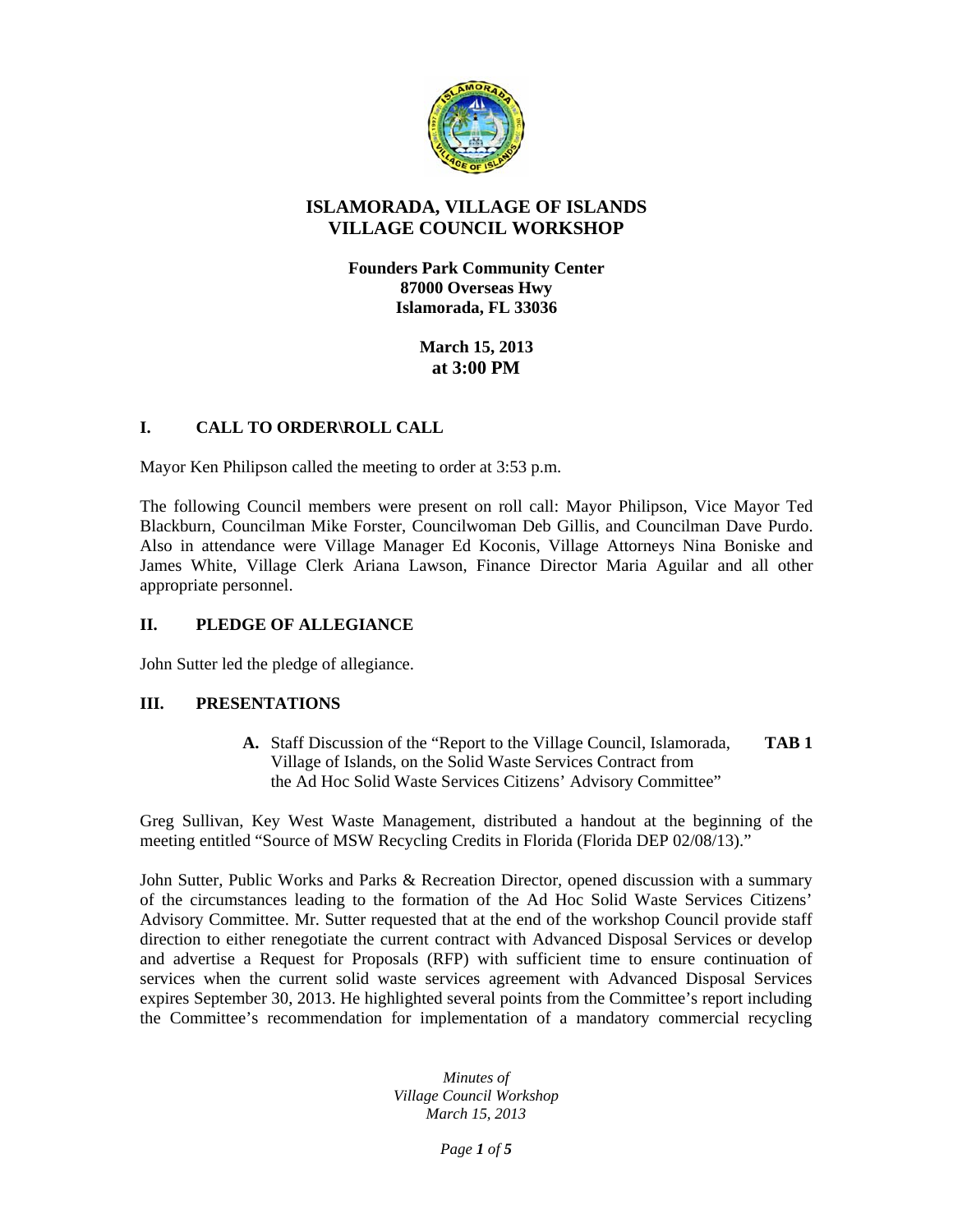# ISLAMORADA, VILLAGE OF ISLANDS
# VILLAGE COUNCIL WORKSHOP

**Founders Park Community Center**
**87000 Overseas Hwy**
**Islamorada, FL 33036**

**March 15, 2013**
**at 3:00 PM**

## I. CALL TO ORDER\ROLL CALL

Mayor Ken Philipson called the meeting to order at 3:53 p.m.

The following Council members were present on roll call: Mayor Philipson, Vice Mayor Ted Blackburn, Councilman Mike Forster, Councilwoman Deb Gillis, and Councilman Dave Purdo. Also in attendance were Village Manager Ed Koconis, Village Attorneys Nina Boniske and James White, Village Clerk Ariana Lawson, Finance Director Maria Aguilar and all other appropriate personnel.

## II. PLEDGE OF ALLEGIANCE

John Sutter led the pledge of allegiance.

## III. PRESENTATIONS

**A.** Staff Discussion of the "Report to the Village Council, Islamorada, Village of Islands, on the Solid Waste Services Contract from the Ad Hoc Solid Waste Services Citizens' Advisory Committee" **TAB 1**

Greg Sullivan, Key West Waste Management, distributed a handout at the beginning of the meeting entitled "Source of MSW Recycling Credits in Florida (Florida DEP 02/08/13)."

John Sutter, Public Works and Parks & Recreation Director, opened discussion with a summary of the circumstances leading to the formation of the Ad Hoc Solid Waste Services Citizens' Advisory Committee. Mr. Sutter requested that at the end of the workshop Council provide staff direction to either renegotiate the current contract with Advanced Disposal Services or develop and advertise a Request for Proposals (RFP) with sufficient time to ensure continuation of services when the current solid waste services agreement with Advanced Disposal Services expires September 30, 2013. He highlighted several points from the Committee's report including the Committee's recommendation for implementation of a mandatory commercial recycling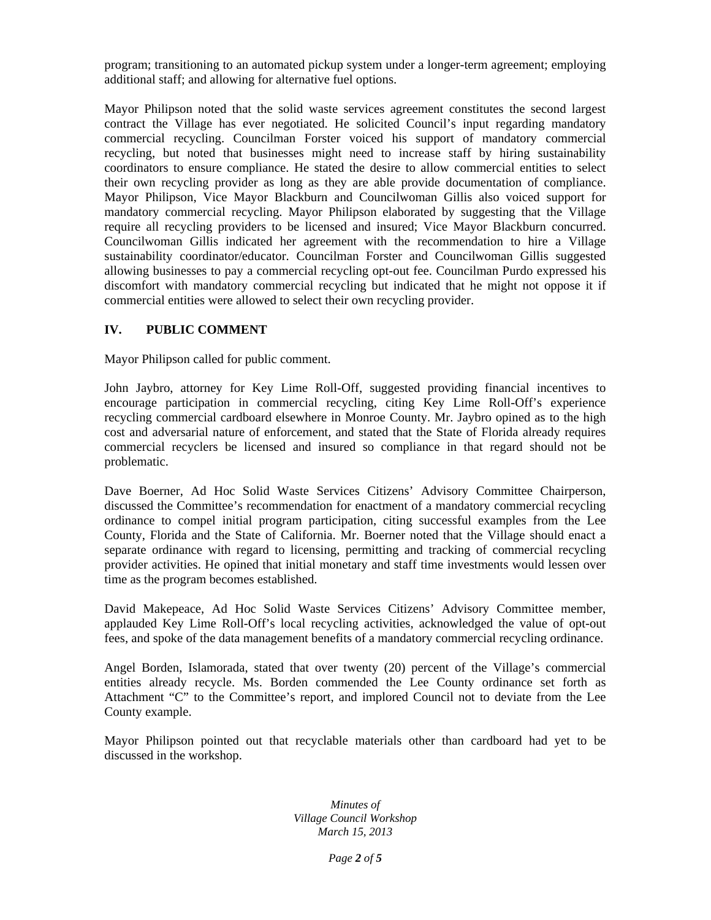program; transitioning to an automated pickup system under a longer-term agreement; employing additional staff; and allowing for alternative fuel options.

Mayor Philipson noted that the solid waste services agreement constitutes the second largest contract the Village has ever negotiated. He solicited Council's input regarding mandatory commercial recycling. Councilman Forster voiced his support of mandatory commercial recycling, but noted that businesses might need to increase staff by hiring sustainability coordinators to ensure compliance. He stated the desire to allow commercial entities to select their own recycling provider as long as they are able provide documentation of compliance. Mayor Philipson, Vice Mayor Blackburn and Councilwoman Gillis also voiced support for mandatory commercial recycling. Mayor Philipson elaborated by suggesting that the Village require all recycling providers to be licensed and insured; Vice Mayor Blackburn concurred. Councilwoman Gillis indicated her agreement with the recommendation to hire a Village sustainability coordinator/educator. Councilman Forster and Councilwoman Gillis suggested allowing businesses to pay a commercial recycling opt-out fee. Councilman Purdo expressed his discomfort with mandatory commercial recycling but indicated that he might not oppose it if commercial entities were allowed to select their own recycling provider.

## IV. PUBLIC COMMENT

Mayor Philipson called for public comment.

John Jaybro, attorney for Key Lime Roll-Off, suggested providing financial incentives to encourage participation in commercial recycling, citing Key Lime Roll-Off's experience recycling commercial cardboard elsewhere in Monroe County. Mr. Jaybro opined as to the high cost and adversarial nature of enforcement, and stated that the State of Florida already requires commercial recyclers be licensed and insured so compliance in that regard should not be problematic.

Dave Boerner, Ad Hoc Solid Waste Services Citizens' Advisory Committee Chairperson, discussed the Committee's recommendation for enactment of a mandatory commercial recycling ordinance to compel initial program participation, citing successful examples from the Lee County, Florida and the State of California. Mr. Boerner noted that the Village should enact a separate ordinance with regard to licensing, permitting and tracking of commercial recycling provider activities. He opined that initial monetary and staff time investments would lessen over time as the program becomes established.

David Makepeace, Ad Hoc Solid Waste Services Citizens' Advisory Committee member, applauded Key Lime Roll-Off's local recycling activities, acknowledged the value of opt-out fees, and spoke of the data management benefits of a mandatory commercial recycling ordinance.

Angel Borden, Islamorada, stated that over twenty (20) percent of the Village's commercial entities already recycle. Ms. Borden commended the Lee County ordinance set forth as Attachment "C" to the Committee's report, and implored Council not to deviate from the Lee County example.

Mayor Philipson pointed out that recyclable materials other than cardboard had yet to be discussed in the workshop.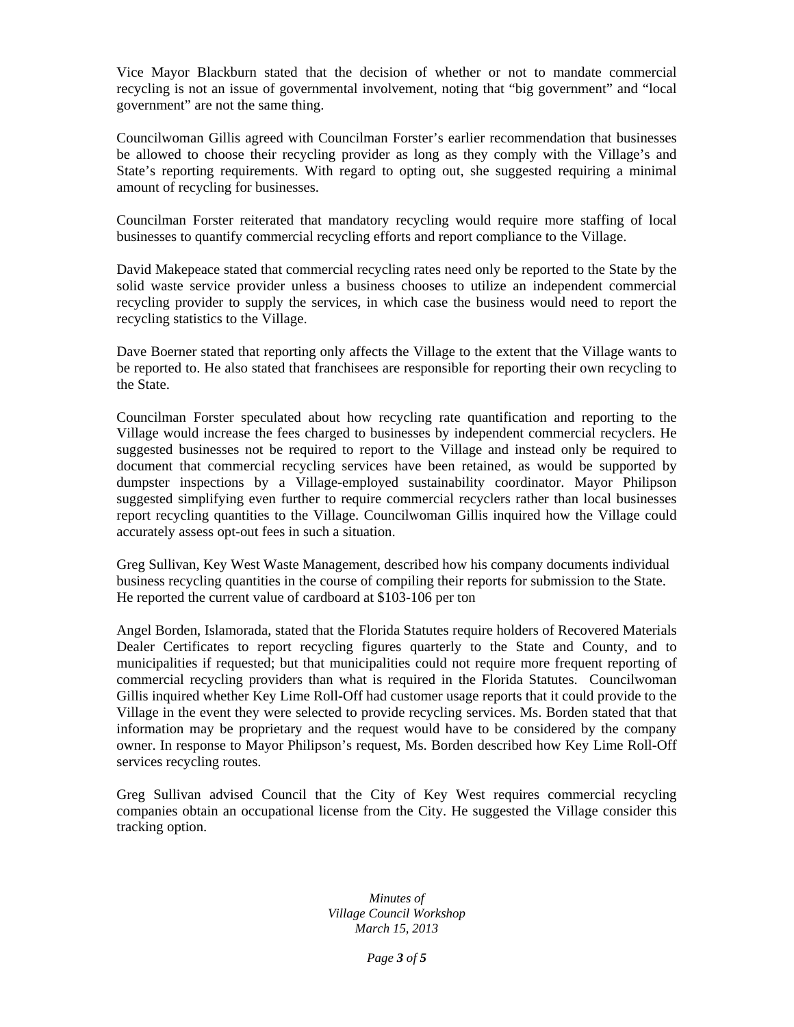Vice Mayor Blackburn stated that the decision of whether or not to mandate commercial recycling is not an issue of governmental involvement, noting that "big government" and "local government" are not the same thing.

Councilwoman Gillis agreed with Councilman Forster's earlier recommendation that businesses be allowed to choose their recycling provider as long as they comply with the Village's and State's reporting requirements. With regard to opting out, she suggested requiring a minimal amount of recycling for businesses.

Councilman Forster reiterated that mandatory recycling would require more staffing of local businesses to quantify commercial recycling efforts and report compliance to the Village.

David Makepeace stated that commercial recycling rates need only be reported to the State by the solid waste service provider unless a business chooses to utilize an independent commercial recycling provider to supply the services, in which case the business would need to report the recycling statistics to the Village.

Dave Boerner stated that reporting only affects the Village to the extent that the Village wants to be reported to. He also stated that franchisees are responsible for reporting their own recycling to the State.

Councilman Forster speculated about how recycling rate quantification and reporting to the Village would increase the fees charged to businesses by independent commercial recyclers. He suggested businesses not be required to report to the Village and instead only be required to document that commercial recycling services have been retained, as would be supported by dumpster inspections by a Village-employed sustainability coordinator. Mayor Philipson suggested simplifying even further to require commercial recyclers rather than local businesses report recycling quantities to the Village. Councilwoman Gillis inquired how the Village could accurately assess opt-out fees in such a situation.

Greg Sullivan, Key West Waste Management, described how his company documents individual business recycling quantities in the course of compiling their reports for submission to the State. He reported the current value of cardboard at $103-106 per ton

Angel Borden, Islamorada, stated that the Florida Statutes require holders of Recovered Materials Dealer Certificates to report recycling figures quarterly to the State and County, and to municipalities if requested; but that municipalities could not require more frequent reporting of commercial recycling providers than what is required in the Florida Statutes. Councilwoman Gillis inquired whether Key Lime Roll-Off had customer usage reports that it could provide to the Village in the event they were selected to provide recycling services. Ms. Borden stated that that information may be proprietary and the request would have to be considered by the company owner. In response to Mayor Philipson's request, Ms. Borden described how Key Lime Roll-Off services recycling routes.

Greg Sullivan advised Council that the City of Key West requires commercial recycling companies obtain an occupational license from the City. He suggested the Village consider this tracking option.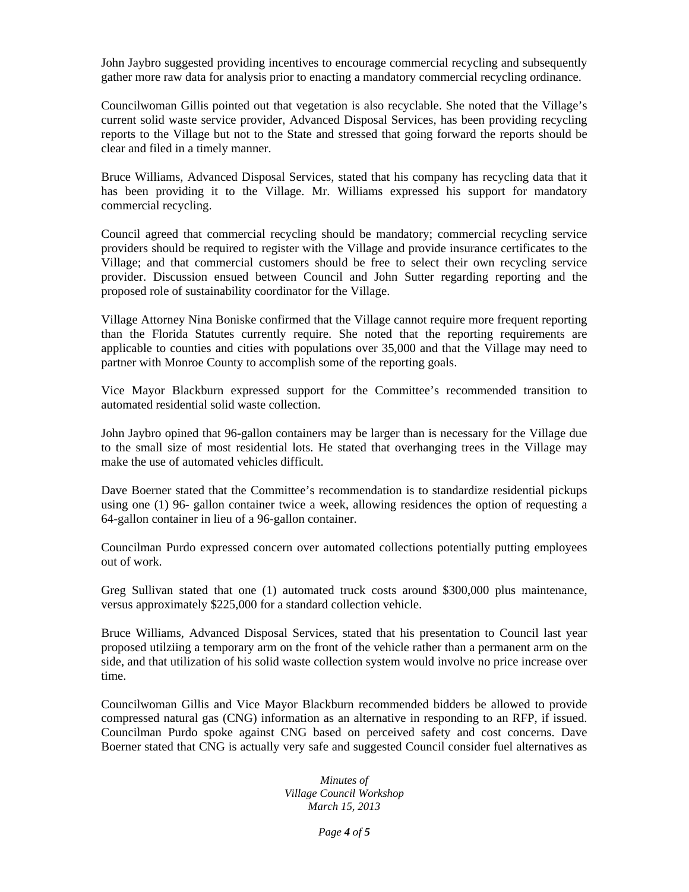John Jaybro suggested providing incentives to encourage commercial recycling and subsequently gather more raw data for analysis prior to enacting a mandatory commercial recycling ordinance.

Councilwoman Gillis pointed out that vegetation is also recyclable. She noted that the Village's current solid waste service provider, Advanced Disposal Services, has been providing recycling reports to the Village but not to the State and stressed that going forward the reports should be clear and filed in a timely manner.

Bruce Williams, Advanced Disposal Services, stated that his company has recycling data that it has been providing it to the Village. Mr. Williams expressed his support for mandatory commercial recycling.

Council agreed that commercial recycling should be mandatory; commercial recycling service providers should be required to register with the Village and provide insurance certificates to the Village; and that commercial customers should be free to select their own recycling service provider. Discussion ensued between Council and John Sutter regarding reporting and the proposed role of sustainability coordinator for the Village.

Village Attorney Nina Boniske confirmed that the Village cannot require more frequent reporting than the Florida Statutes currently require. She noted that the reporting requirements are applicable to counties and cities with populations over 35,000 and that the Village may need to partner with Monroe County to accomplish some of the reporting goals.

Vice Mayor Blackburn expressed support for the Committee's recommended transition to automated residential solid waste collection.

John Jaybro opined that 96-gallon containers may be larger than is necessary for the Village due to the small size of most residential lots. He stated that overhanging trees in the Village may make the use of automated vehicles difficult.

Dave Boerner stated that the Committee's recommendation is to standardize residential pickups using one (1) 96- gallon container twice a week, allowing residences the option of requesting a 64-gallon container in lieu of a 96-gallon container.

Councilman Purdo expressed concern over automated collections potentially putting employees out of work.

Greg Sullivan stated that one (1) automated truck costs around $300,000 plus maintenance, versus approximately $225,000 for a standard collection vehicle.

Bruce Williams, Advanced Disposal Services, stated that his presentation to Council last year proposed utilziing a temporary arm on the front of the vehicle rather than a permanent arm on the side, and that utilization of his solid waste collection system would involve no price increase over time.

Councilwoman Gillis and Vice Mayor Blackburn recommended bidders be allowed to provide compressed natural gas (CNG) information as an alternative in responding to an RFP, if issued. Councilman Purdo spoke against CNG based on perceived safety and cost concerns. Dave Boerner stated that CNG is actually very safe and suggested Council consider fuel alternatives as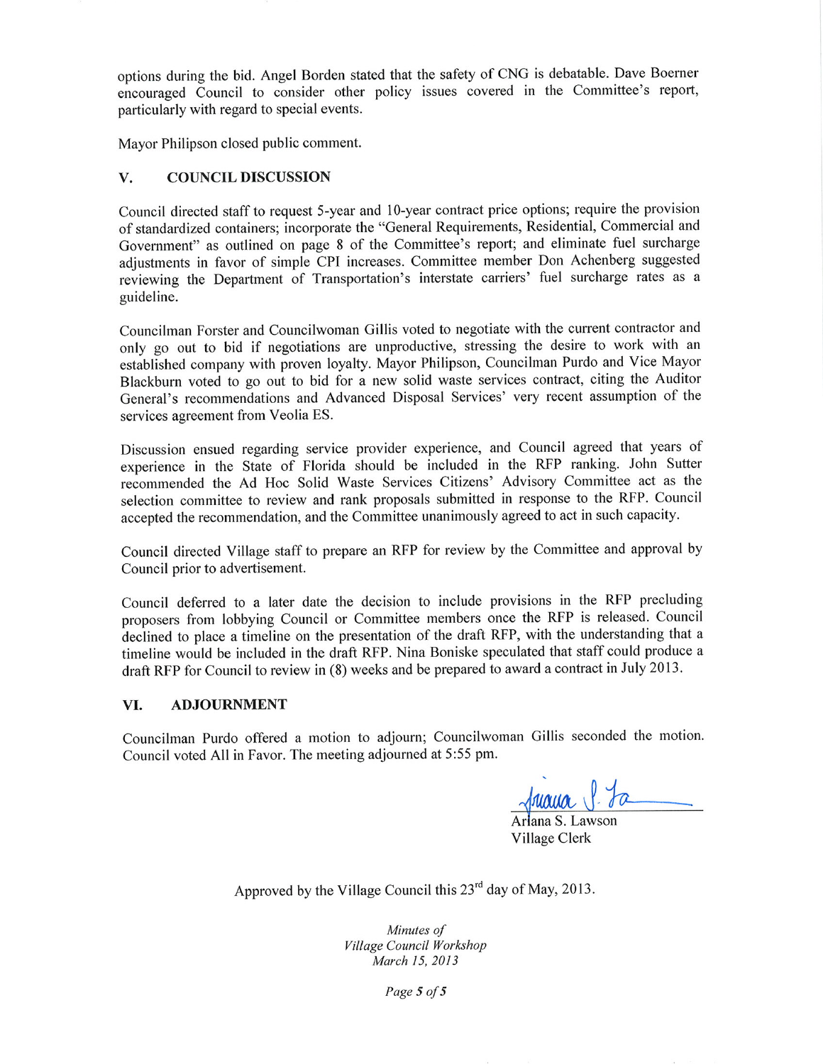options during the bid. Angel Borden stated that the safety of CNG is debatable. Dave Boerner encouraged Council to consider other policy issues covered in the Committee's report, particularly with regard to special events.

Mayor Philipson closed public comment.

## V. COUNCIL DISCUSSION

Council directed staff to request 5-year and 10-year contract price options; require the provision of standardized containers; incorporate the "General Requirements, Residential, Commercial and Government" as outlined on page 8 of the Committee's report; and eliminate fuel surcharge adjustments in favor of simple CPI increases. Committee member Don Achenberg suggested reviewing the Department of Transportation's interstate carriers' fuel surcharge rates as a guideline.

Councilman Forster and Councilwoman Gillis voted to negotiate with the current contractor and only go out to bid if negotiations are unproductive, stressing the desire to work with an established company with proven loyalty. Mayor Philipson, Councilman Purdo and Vice Mayor Blackburn voted to go out to bid for a new solid waste services contract, citing the Auditor General's recommendations and Advanced Disposal Services' very recent assumption of the services agreement from Veolia ES.

Discussion ensued regarding service provider experience, and Council agreed that years of experience in the State of Florida should be included in the RFP ranking. John Sutter recommended the Ad Hoc Solid Waste Services Citizens' Advisory Committee act as the selection committee to review and rank proposals submitted in response to the RFP. Council accepted the recommendation, and the Committee unanimously agreed to act in such capacity.

Council directed Village staff to prepare an RFP for review by the Committee and approval by Council prior to advertisement.

Council deferred to a later date the decision to include provisions in the RFP precluding proposers from lobbying Council or Committee members once the RFP is released. Council declined to place a timeline on the presentation of the draft RFP, with the understanding that a timeline would be included in the draft RFP. Nina Boniske speculated that staff could produce a draft RFP for Council to review in (8) weeks and be prepared to award a contract in July 2013.

## VI. ADJOURNMENT

Councilman Purdo offered a motion to adjourn; Councilwoman Gillis seconded the motion. Council voted All in Favor. The meeting adjourned at 5:55 pm.

Arlana S. Lawson
Village Clerk

Approved by the Village Council this 23rd day of May, 2013.

*Minutes of*
*Village Council Workshop*
*March 15, 2013*